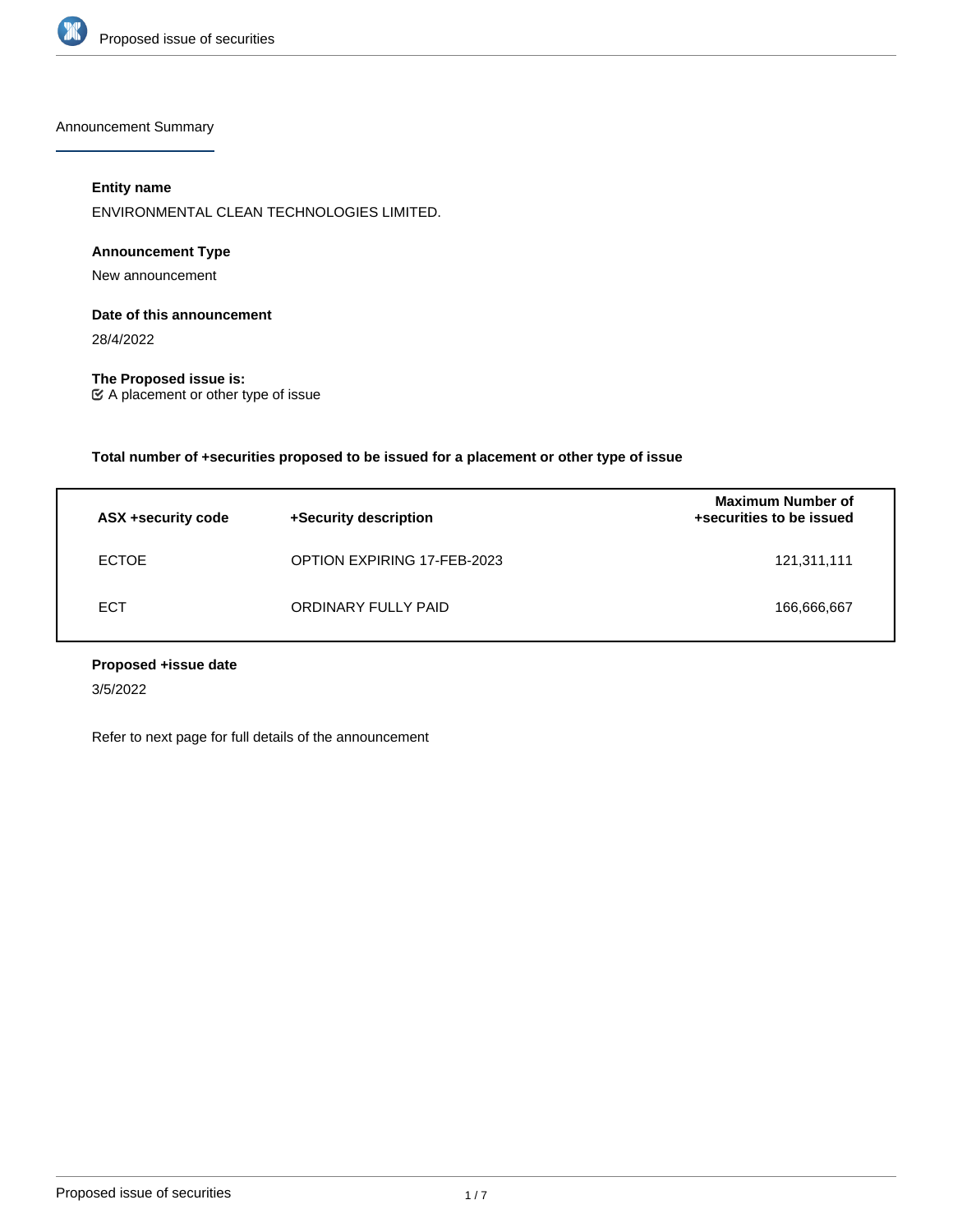## Announcement Summary

**Entity name**

ENVIRONMENTAL CLEAN TECHNOLOGIES LIMITED.

**Announcement Type**

New announcement

**Date of this announcement**

28/4/2022

**The Proposed issue is:**

☑ A placement or other type of issue

**Total number of +securities proposed to be issued for a placement or other type of issue**

| ASX +security code | +Security description | Maximum Number of +securities to be issued |
|---|---|---|
| ECTOE | OPTION EXPIRING 17-FEB-2023 | 121,311,111 |
| ECT | ORDINARY FULLY PAID | 166,666,667 |

**Proposed +issue date**

3/5/2022

Refer to next page for full details of the announcement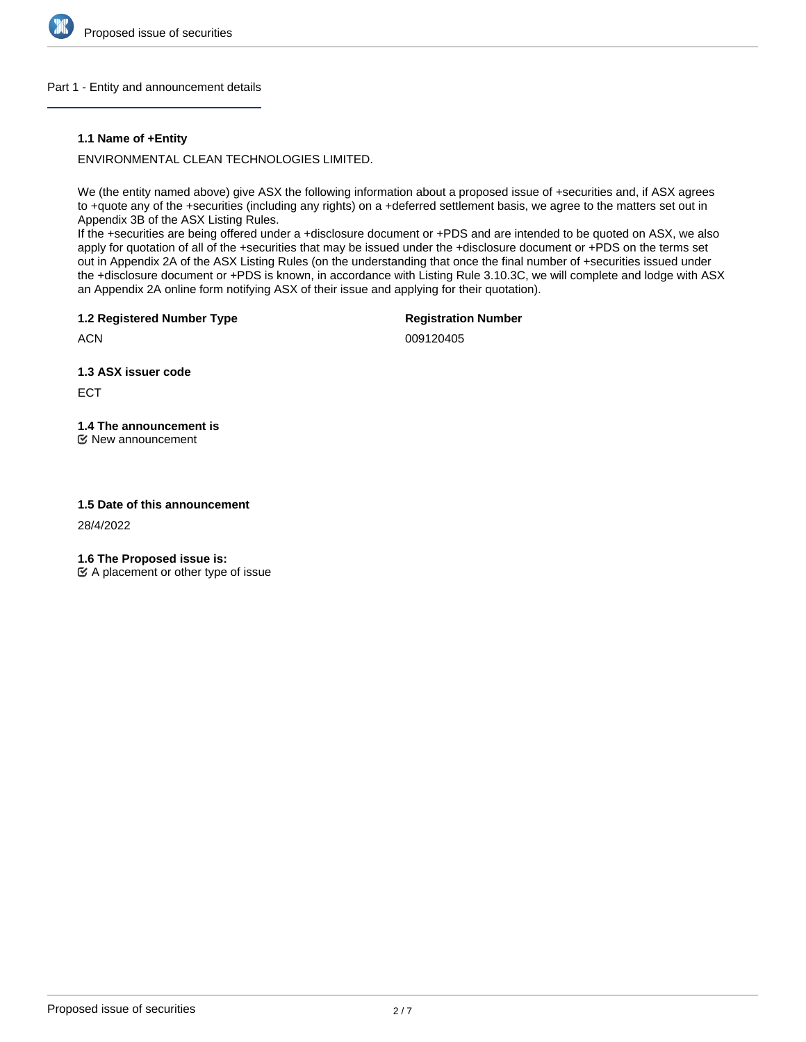## Part 1 - Entity and announcement details

### 1.1 Name of +Entity

ENVIRONMENTAL CLEAN TECHNOLOGIES LIMITED.

We (the entity named above) give ASX the following information about a proposed issue of +securities and, if ASX agrees to +quote any of the +securities (including any rights) on a +deferred settlement basis, we agree to the matters set out in Appendix 3B of the ASX Listing Rules.
If the +securities are being offered under a +disclosure document or +PDS and are intended to be quoted on ASX, we also apply for quotation of all of the +securities that may be issued under the +disclosure document or +PDS on the terms set out in Appendix 2A of the ASX Listing Rules (on the understanding that once the final number of +securities issued under the +disclosure document or +PDS is known, in accordance with Listing Rule 3.10.3C, we will complete and lodge with ASX an Appendix 2A online form notifying ASX of their issue and applying for their quotation).

### 1.2 Registered Number Type

ACN

**Registration Number**

009120405

### 1.3 ASX issuer code

ECT

### 1.4 The announcement is

☑ New announcement

### 1.5 Date of this announcement

28/4/2022

### 1.6 The Proposed issue is:

☑ A placement or other type of issue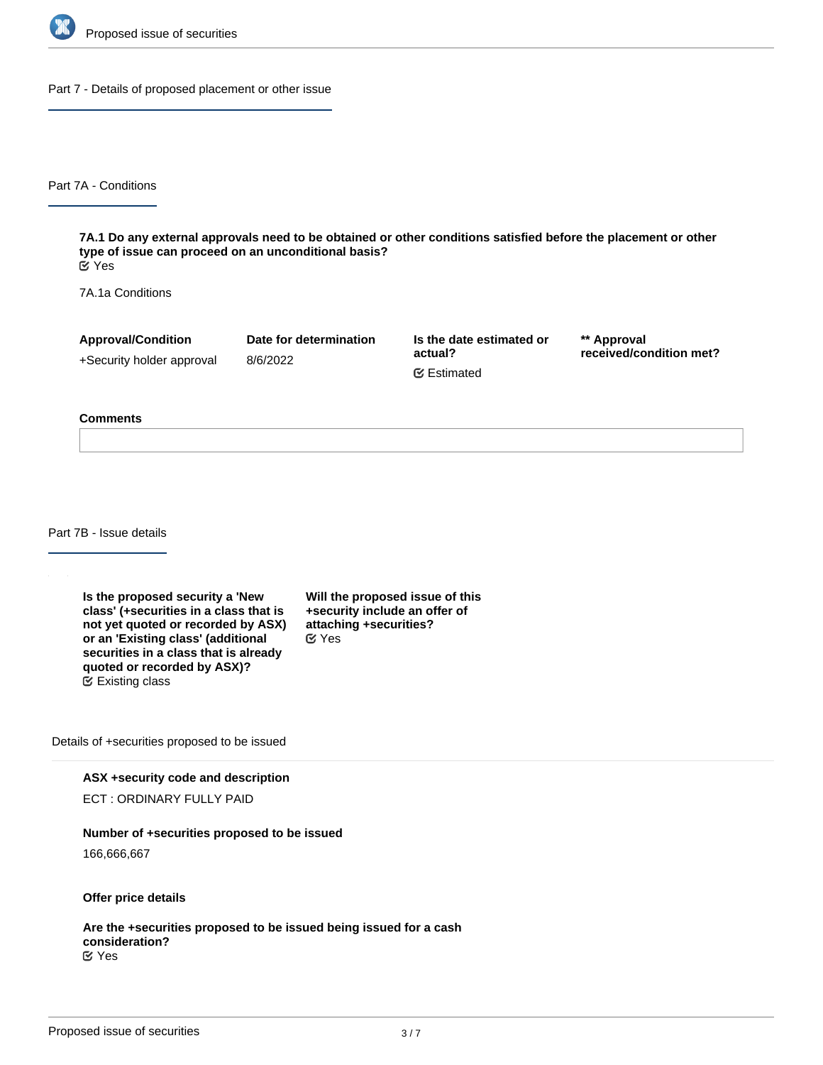## Part 7 - Details of proposed placement or other issue

### Part 7A - Conditions

**7A.1 Do any external approvals need to be obtained or other conditions satisfied before the placement or other type of issue can proceed on an unconditional basis?**
Yes

7A.1a Conditions

| Approval/Condition | Date for determination | Is the date estimated or actual? | ** Approval received/condition met? |
| --- | --- | --- | --- |
| +Security holder approval | 8/6/2022 | Estimated | |

**Comments**

### Part 7B - Issue details

**Is the proposed security a 'New class' (+securities in a class that is not yet quoted or recorded by ASX) or an 'Existing class' (additional securities in a class that is already quoted or recorded by ASX)?**
Existing class

**Will the proposed issue of this +security include an offer of attaching +securities?**
Yes

Details of +securities proposed to be issued

**ASX +security code and description**

ECT : ORDINARY FULLY PAID

**Number of +securities proposed to be issued**

166,666,667

**Offer price details**

**Are the +securities proposed to be issued being issued for a cash consideration?**
Yes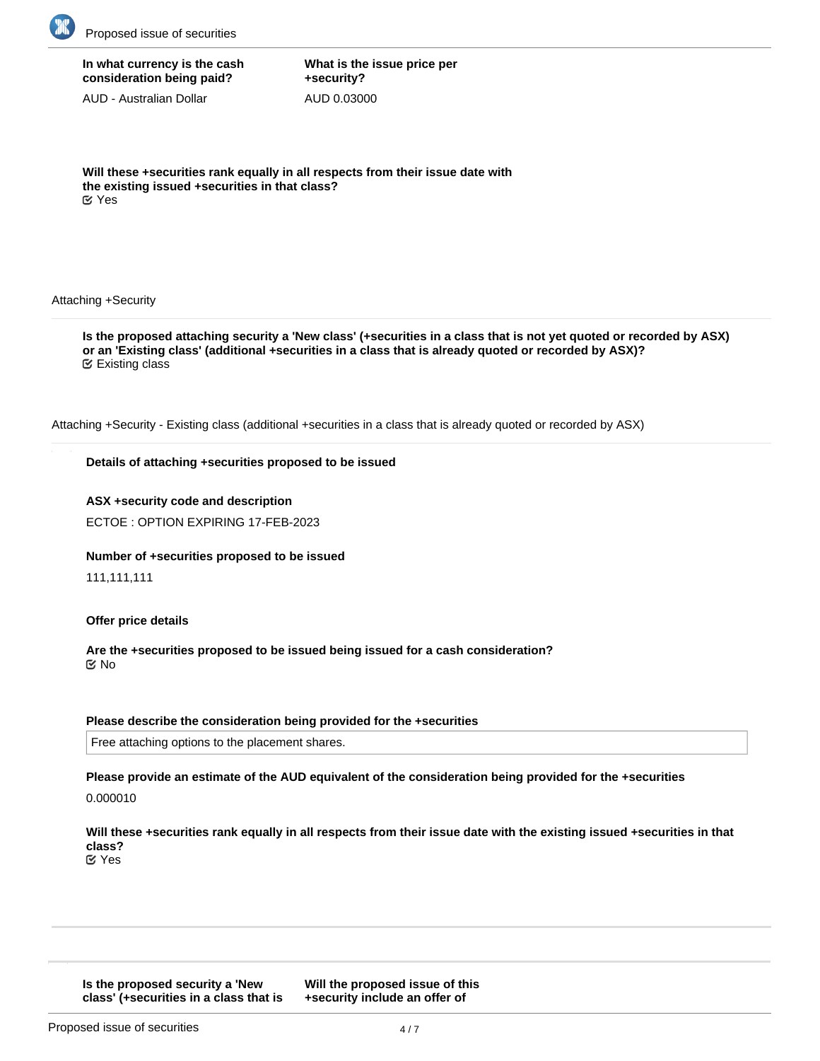**In what currency is the cash consideration being paid?**

AUD - Australian Dollar

**What is the issue price per +security?**

AUD 0.03000

**Will these +securities rank equally in all respects from their issue date with the existing issued +securities in that class?**

Yes

Attaching +Security

**Is the proposed attaching security a 'New class' (+securities in a class that is not yet quoted or recorded by ASX) or an 'Existing class' (additional +securities in a class that is already quoted or recorded by ASX)?**

Existing class

Attaching +Security - Existing class (additional +securities in a class that is already quoted or recorded by ASX)

**Details of attaching +securities proposed to be issued**

**ASX +security code and description**

ECTOE : OPTION EXPIRING 17-FEB-2023

**Number of +securities proposed to be issued**

111,111,111

**Offer price details**

**Are the +securities proposed to be issued being issued for a cash consideration?**

No

**Please describe the consideration being provided for the +securities**

Free attaching options to the placement shares.

**Please provide an estimate of the AUD equivalent of the consideration being provided for the +securities**

0.000010

**Will these +securities rank equally in all respects from their issue date with the existing issued +securities in that class?**

Yes

**Is the proposed security a 'New class' (+securities in a class that is**

**Will the proposed issue of this +security include an offer of**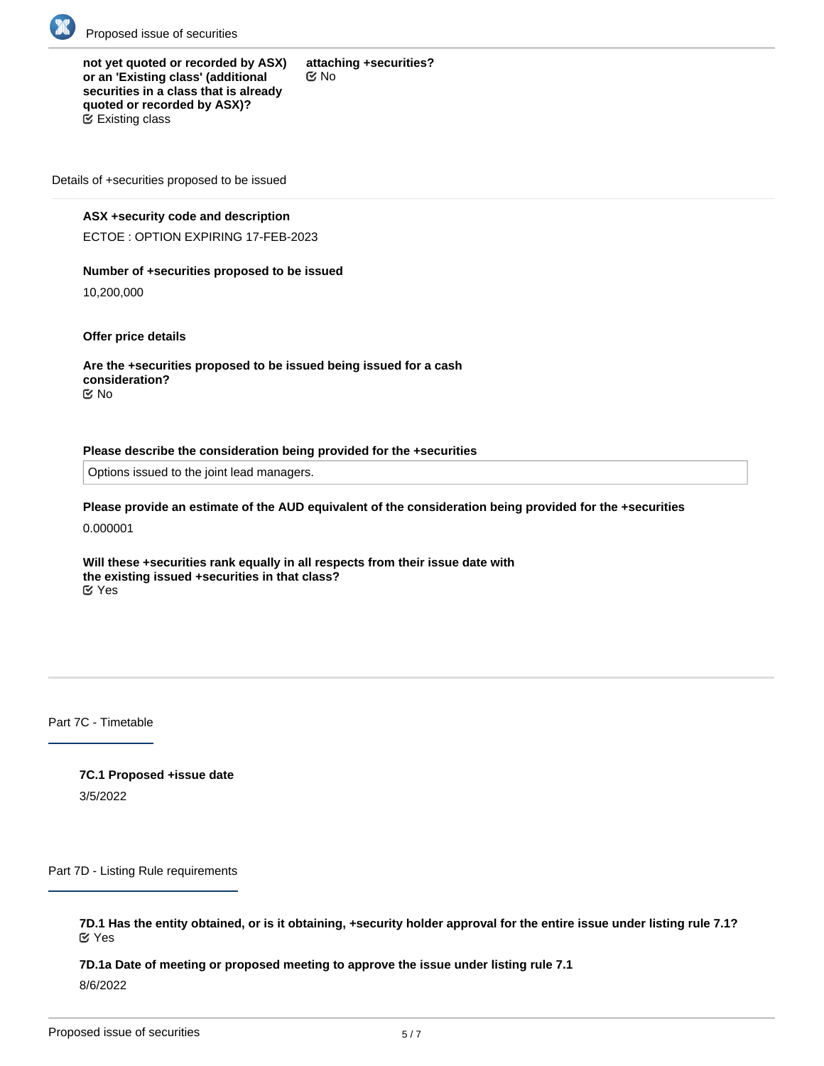**not yet quoted or recorded by ASX) or an 'Existing class' (additional securities in a class that is already quoted or recorded by ASX)?**
☑ Existing class

**attaching +securities?**
☑ No

Details of +securities proposed to be issued

**ASX +security code and description**

ECTOE : OPTION EXPIRING 17-FEB-2023

**Number of +securities proposed to be issued**

10,200,000

**Offer price details**

**Are the +securities proposed to be issued being issued for a cash consideration?**
☑ No

**Please describe the consideration being provided for the +securities**

Options issued to the joint lead managers.

**Please provide an estimate of the AUD equivalent of the consideration being provided for the +securities**

0.000001

**Will these +securities rank equally in all respects from their issue date with the existing issued +securities in that class?**
☑ Yes

## Part 7C - Timetable

**7C.1 Proposed +issue date**

3/5/2022

## Part 7D - Listing Rule requirements

**7D.1 Has the entity obtained, or is it obtaining, +security holder approval for the entire issue under listing rule 7.1?**
☑ Yes

**7D.1a Date of meeting or proposed meeting to approve the issue under listing rule 7.1**

8/6/2022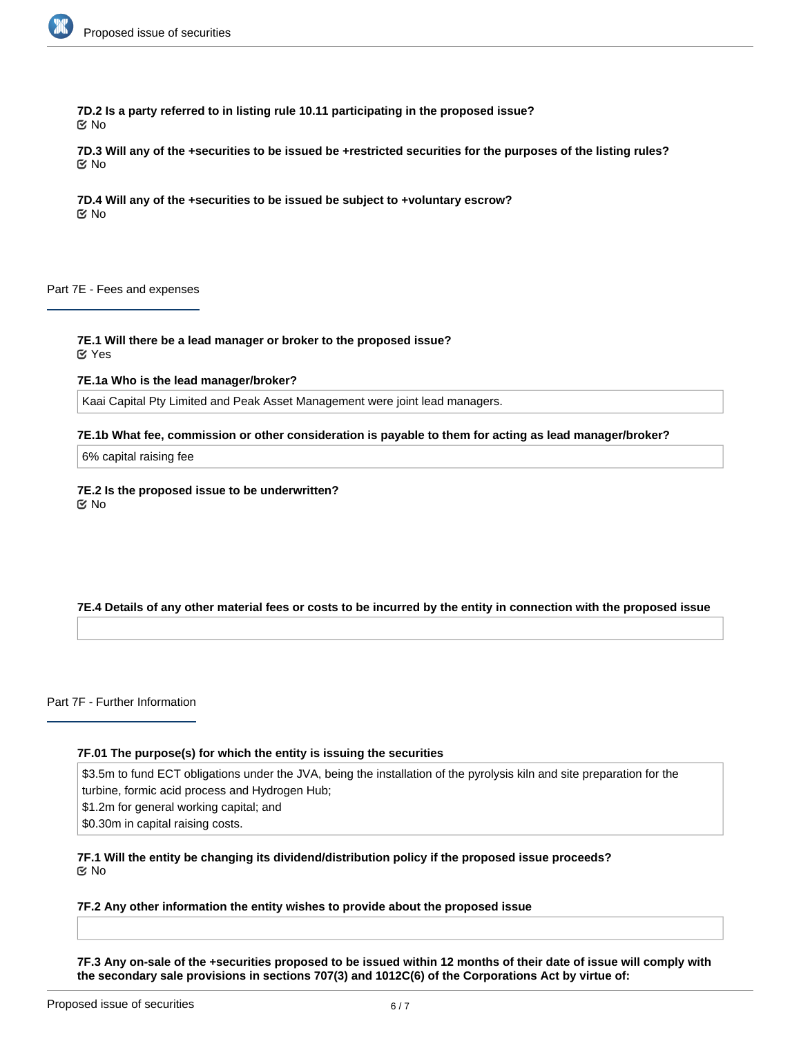**7D.2 Is a party referred to in listing rule 10.11 participating in the proposed issue?**
☑ No

**7D.3 Will any of the +securities to be issued be +restricted securities for the purposes of the listing rules?**
☑ No

**7D.4 Will any of the +securities to be issued be subject to +voluntary escrow?**
☑ No

## Part 7E - Fees and expenses

**7E.1 Will there be a lead manager or broker to the proposed issue?**
☑ Yes

**7E.1a Who is the lead manager/broker?**

Kaai Capital Pty Limited and Peak Asset Management were joint lead managers.

**7E.1b What fee, commission or other consideration is payable to them for acting as lead manager/broker?**

6% capital raising fee

**7E.2 Is the proposed issue to be underwritten?**
☑ No

**7E.4 Details of any other material fees or costs to be incurred by the entity in connection with the proposed issue**

## Part 7F - Further Information

**7F.01 The purpose(s) for which the entity is issuing the securities**

$3.5m to fund ECT obligations under the JVA, being the installation of the pyrolysis kiln and site preparation for the turbine, formic acid process and Hydrogen Hub;
$1.2m for general working capital; and
$0.30m in capital raising costs.

**7F.1 Will the entity be changing its dividend/distribution policy if the proposed issue proceeds?**
☑ No

**7F.2 Any other information the entity wishes to provide about the proposed issue**

**7F.3 Any on-sale of the +securities proposed to be issued within 12 months of their date of issue will comply with the secondary sale provisions in sections 707(3) and 1012C(6) of the Corporations Act by virtue of:**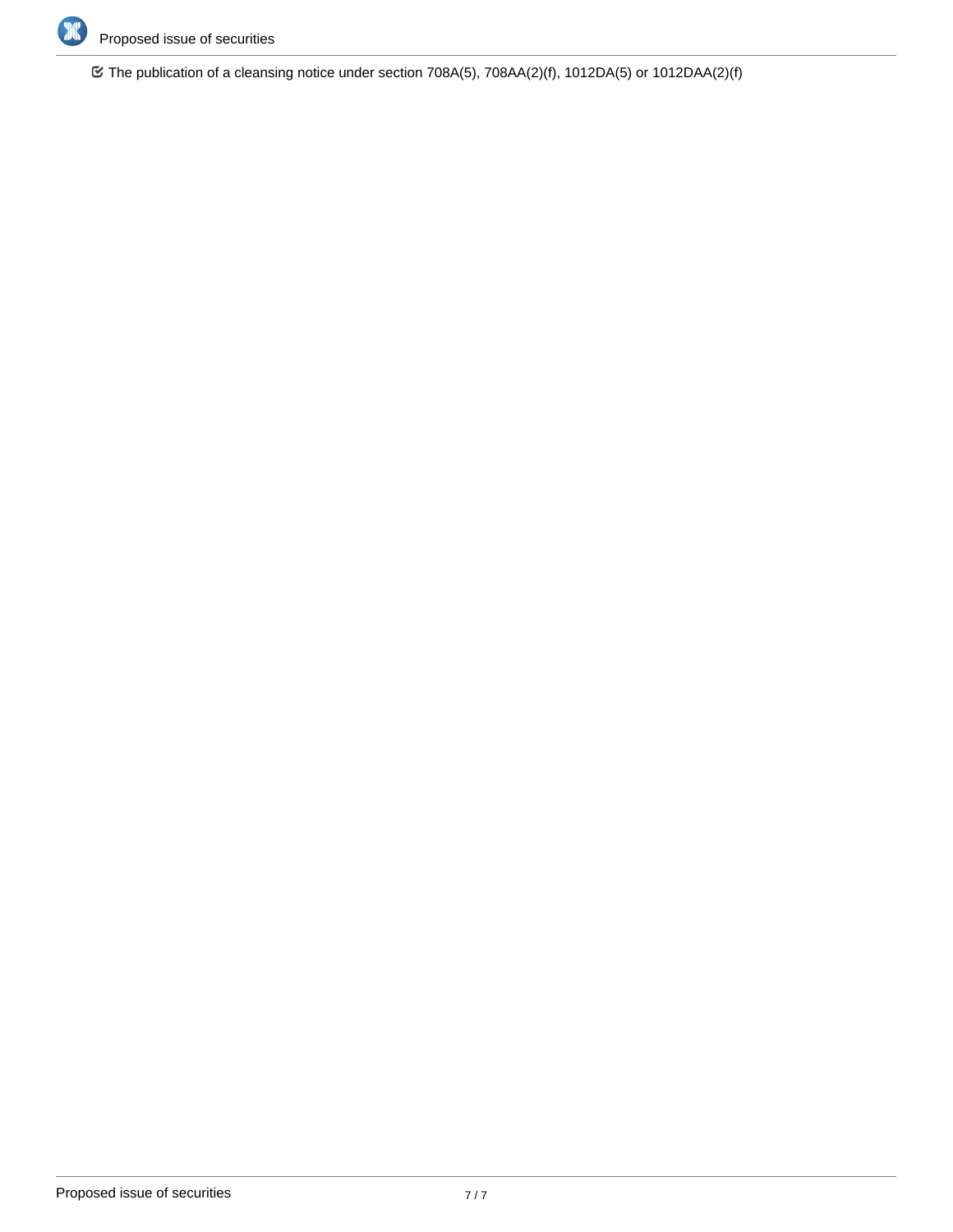☑ The publication of a cleansing notice under section 708A(5), 708AA(2)(f), 1012DA(5) or 1012DAA(2)(f)